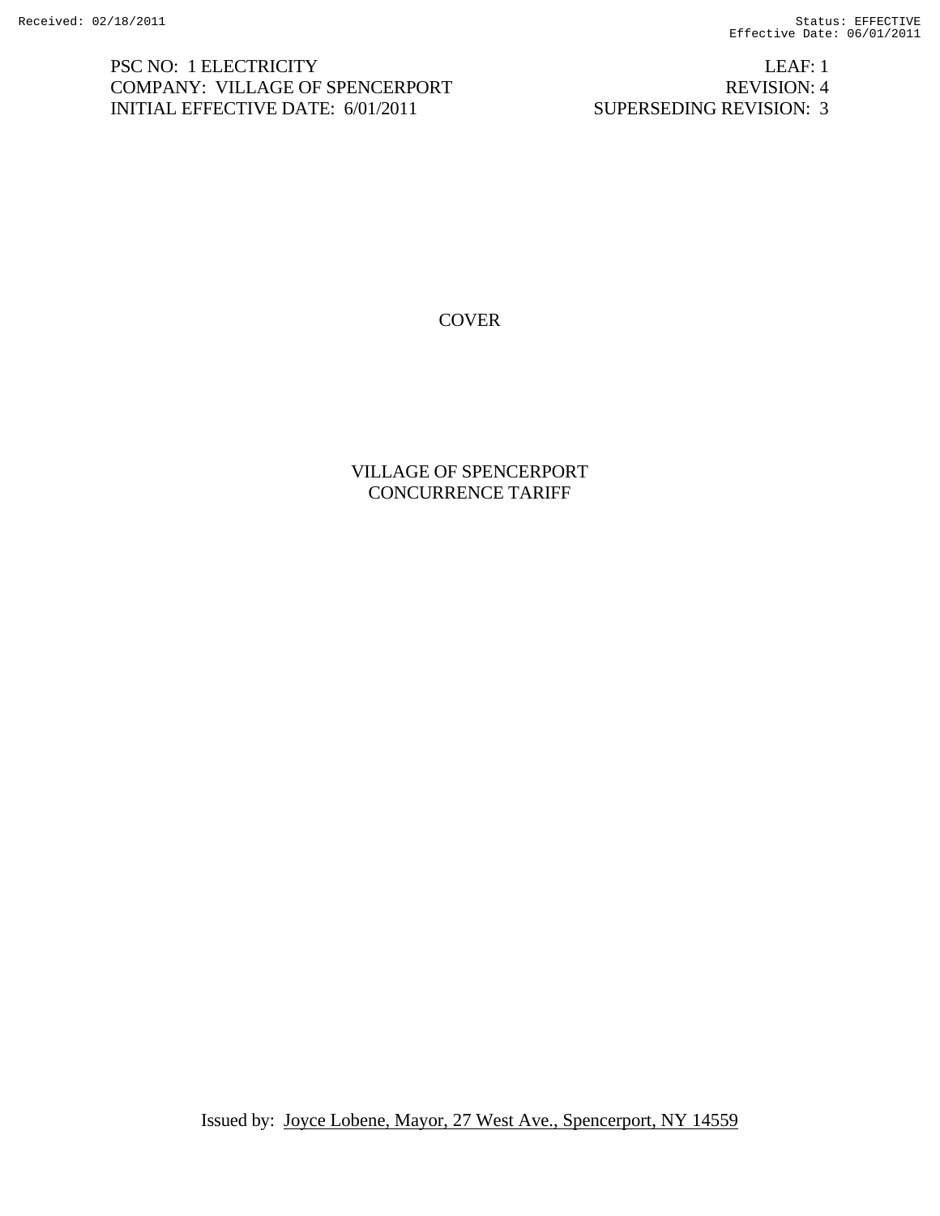PSC NO: 1 ELECTRICITY  
COMPANY: VILLAGE OF SPENCERPORT  
INITIAL EFFECTIVE DATE: 6/01/2011

LEAF: 1  
REVISION: 4  
SUPERSEDING REVISION: 3

# COVER

## VILLAGE OF SPENCERPORT CONCURRENCE TARIFF

Issued by: Joyce Lobene, Mayor, 27 West Ave., Spencerport, NY 14559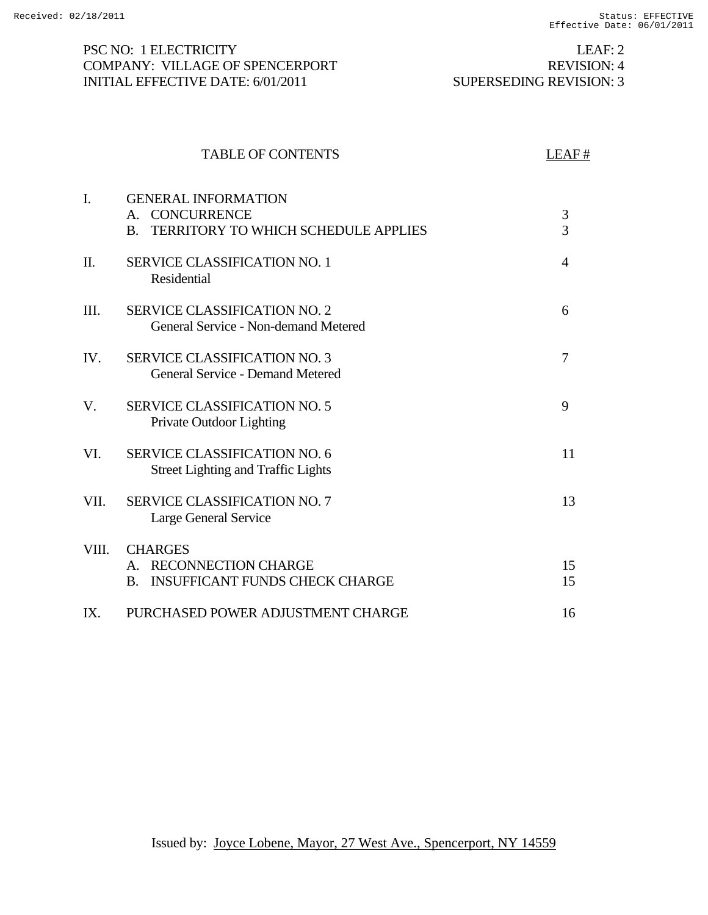PSC NO: 1 ELECTRICITY
COMPANY: VILLAGE OF SPENCERPORT
INITIAL EFFECTIVE DATE: 6/01/2011

LEAF: 2
REVISION: 4
SUPERSEDING REVISION: 3

# TABLE OF CONTENTS

| | TABLE OF CONTENTS | LEAF # |
|---|---|---|
| I. | GENERAL INFORMATION | |
| | A. CONCURRENCE | 3 |
| | B. TERRITORY TO WHICH SCHEDULE APPLIES | 3 |
| II. | SERVICE CLASSIFICATION NO. 1<br>Residential | 4 |
| III. | SERVICE CLASSIFICATION NO. 2<br>General Service - Non-demand Metered | 6 |
| IV. | SERVICE CLASSIFICATION NO. 3<br>General Service - Demand Metered | 7 |
| V. | SERVICE CLASSIFICATION NO. 5<br>Private Outdoor Lighting | 9 |
| VI. | SERVICE CLASSIFICATION NO. 6<br>Street Lighting and Traffic Lights | 11 |
| VII. | SERVICE CLASSIFICATION NO. 7<br>Large General Service | 13 |
| VIII. | CHARGES | |
| | A. RECONNECTION CHARGE | 15 |
| | B. INSUFFICANT FUNDS CHECK CHARGE | 15 |
| IX. | PURCHASED POWER ADJUSTMENT CHARGE | 16 |

Issued by: Joyce Lobene, Mayor, 27 West Ave., Spencerport, NY 14559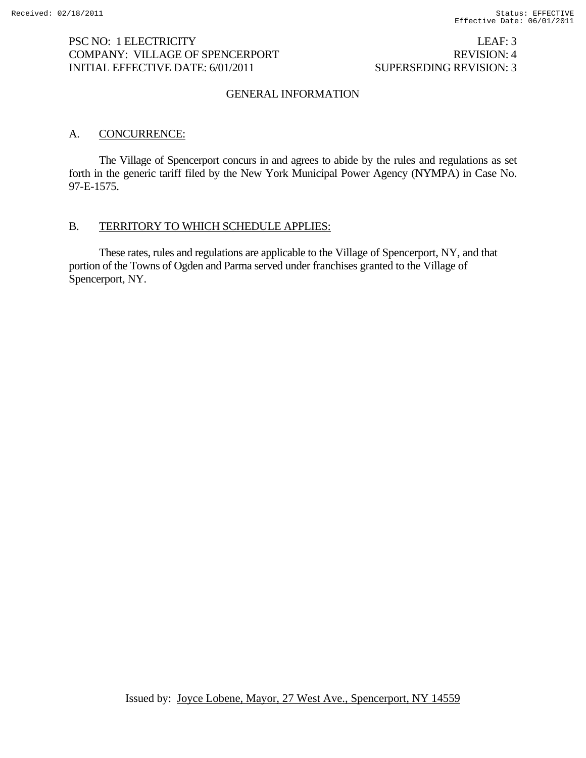PSC NO: 1 ELECTRICITY LEAF: 3
COMPANY: VILLAGE OF SPENCERPORT REVISION: 4
INITIAL EFFECTIVE DATE: 6/01/2011 SUPERSEDING REVISION: 3

# GENERAL INFORMATION

## A. CONCURRENCE:

The Village of Spencerport concurs in and agrees to abide by the rules and regulations as set forth in the generic tariff filed by the New York Municipal Power Agency (NYMPA) in Case No. 97-E-1575.

## B. TERRITORY TO WHICH SCHEDULE APPLIES:

These rates, rules and regulations are applicable to the Village of Spencerport, NY, and that portion of the Towns of Ogden and Parma served under franchises granted to the Village of Spencerport, NY.

Issued by: Joyce Lobene, Mayor, 27 West Ave., Spencerport, NY 14559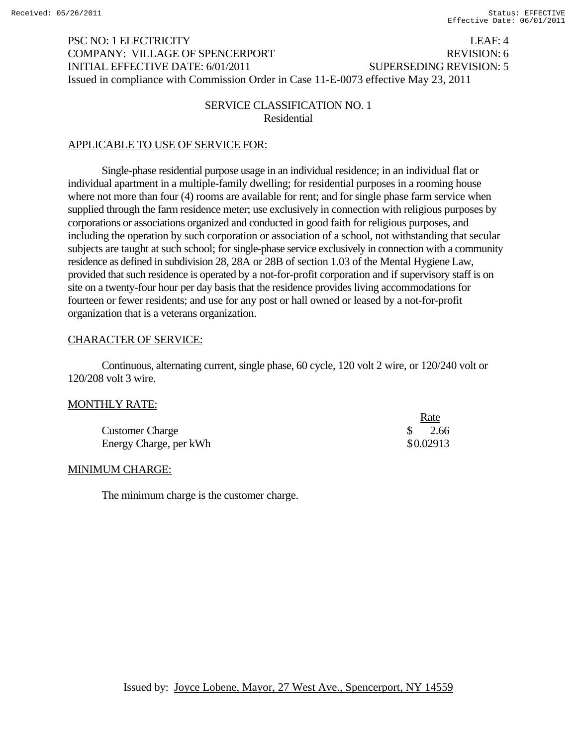PSC NO: 1 ELECTRICITY LEAF: 4
COMPANY: VILLAGE OF SPENCERPORT REVISION: 6
INITIAL EFFECTIVE DATE: 6/01/2011 SUPERSEDING REVISION: 5
Issued in compliance with Commission Order in Case 11-E-0073 effective May 23, 2011

## SERVICE CLASSIFICATION NO. 1
### Residential

APPLICABLE TO USE OF SERVICE FOR:

Single-phase residential purpose usage in an individual residence; in an individual flat or individual apartment in a multiple-family dwelling; for residential purposes in a rooming house where not more than four (4) rooms are available for rent; and for single phase farm service when supplied through the farm residence meter; use exclusively in connection with religious purposes by corporations or associations organized and conducted in good faith for religious purposes, and including the operation by such corporation or association of a school, not withstanding that secular subjects are taught at such school; for single-phase service exclusively in connection with a community residence as defined in subdivision 28, 28A or 28B of section 1.03 of the Mental Hygiene Law, provided that such residence is operated by a not-for-profit corporation and if supervisory staff is on site on a twenty-four hour per day basis that the residence provides living accommodations for fourteen or fewer residents; and use for any post or hall owned or leased by a not-for-profit organization that is a veterans organization.

CHARACTER OF SERVICE:

Continuous, alternating current, single phase, 60 cycle, 120 volt 2 wire, or 120/240 volt or 120/208 volt 3 wire.

MONTHLY RATE:

| | Rate |
|---|---|
| Customer Charge | $ 2.66 |
| Energy Charge, per kWh | $0.02913 |

MINIMUM CHARGE:

The minimum charge is the customer charge.

Issued by: Joyce Lobene, Mayor, 27 West Ave., Spencerport, NY 14559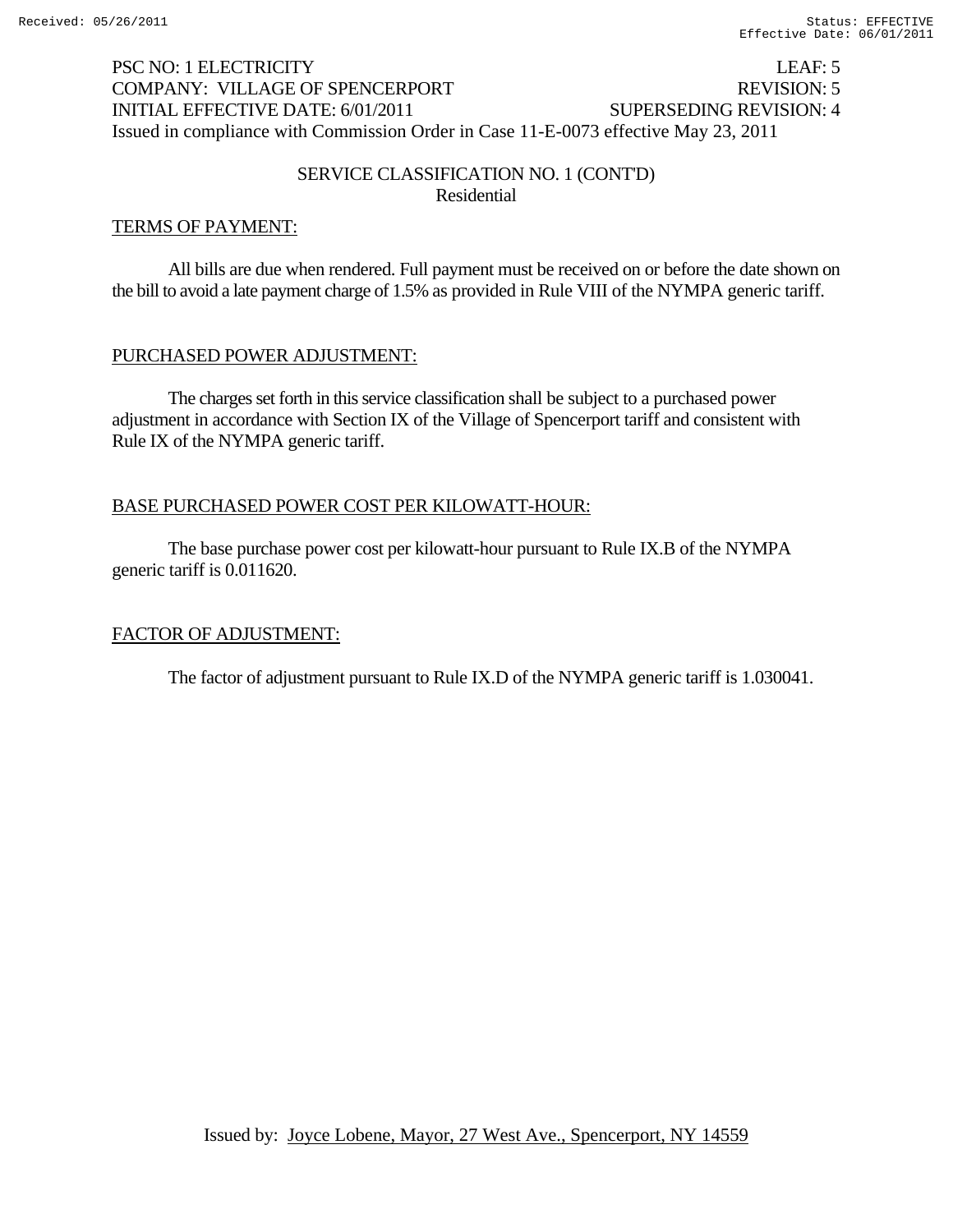PSC NO: 1 ELECTRICITY LEAF: 5
COMPANY: VILLAGE OF SPENCERPORT REVISION: 5
INITIAL EFFECTIVE DATE: 6/01/2011 SUPERSEDING REVISION: 4
Issued in compliance with Commission Order in Case 11-E-0073 effective May 23, 2011

## SERVICE CLASSIFICATION NO. 1 (CONT'D)
Residential

### TERMS OF PAYMENT:

All bills are due when rendered. Full payment must be received on or before the date shown on the bill to avoid a late payment charge of 1.5% as provided in Rule VIII of the NYMPA generic tariff.

### PURCHASED POWER ADJUSTMENT:

The charges set forth in this service classification shall be subject to a purchased power adjustment in accordance with Section IX of the Village of Spencerport tariff and consistent with Rule IX of the NYMPA generic tariff.

### BASE PURCHASED POWER COST PER KILOWATT-HOUR:

The base purchase power cost per kilowatt-hour pursuant to Rule IX.B of the NYMPA generic tariff is 0.011620.

### FACTOR OF ADJUSTMENT:

The factor of adjustment pursuant to Rule IX.D of the NYMPA generic tariff is 1.030041.

Issued by: Joyce Lobene, Mayor, 27 West Ave., Spencerport, NY 14559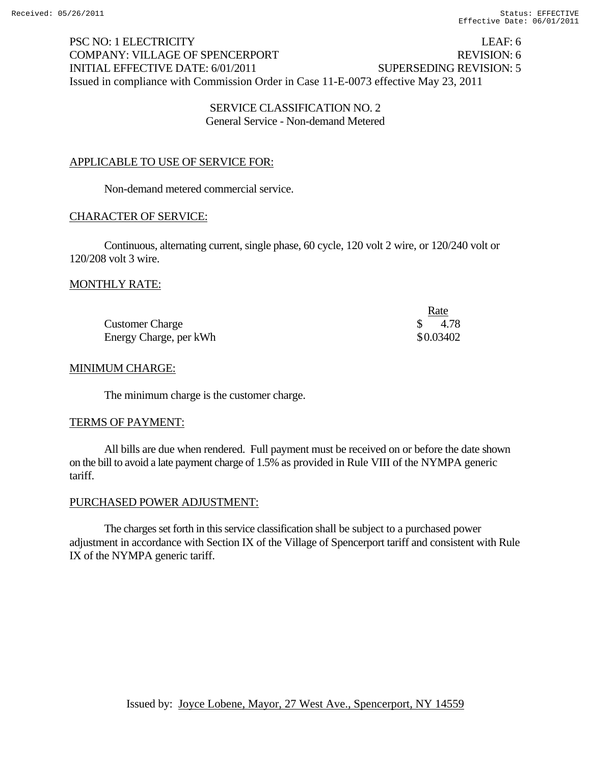PSC NO: 1 ELECTRICITY LEAF: 6
COMPANY: VILLAGE OF SPENCERPORT REVISION: 6
INITIAL EFFECTIVE DATE: 6/01/2011 SUPERSEDING REVISION: 5
Issued in compliance with Commission Order in Case 11-E-0073 effective May 23, 2011

## SERVICE CLASSIFICATION NO. 2
General Service - Non-demand Metered

### APPLICABLE TO USE OF SERVICE FOR:

Non-demand metered commercial service.

### CHARACTER OF SERVICE:

Continuous, alternating current, single phase, 60 cycle, 120 volt 2 wire, or 120/240 volt or 120/208 volt 3 wire.

### MONTHLY RATE:

| | Rate |
|---|---|
| Customer Charge | $ 4.78 |
| Energy Charge, per kWh | $0.03402 |

### MINIMUM CHARGE:

The minimum charge is the customer charge.

### TERMS OF PAYMENT:

All bills are due when rendered. Full payment must be received on or before the date shown on the bill to avoid a late payment charge of 1.5% as provided in Rule VIII of the NYMPA generic tariff.

### PURCHASED POWER ADJUSTMENT:

The charges set forth in this service classification shall be subject to a purchased power adjustment in accordance with Section IX of the Village of Spencerport tariff and consistent with Rule IX of the NYMPA generic tariff.

Issued by: Joyce Lobene, Mayor, 27 West Ave., Spencerport, NY 14559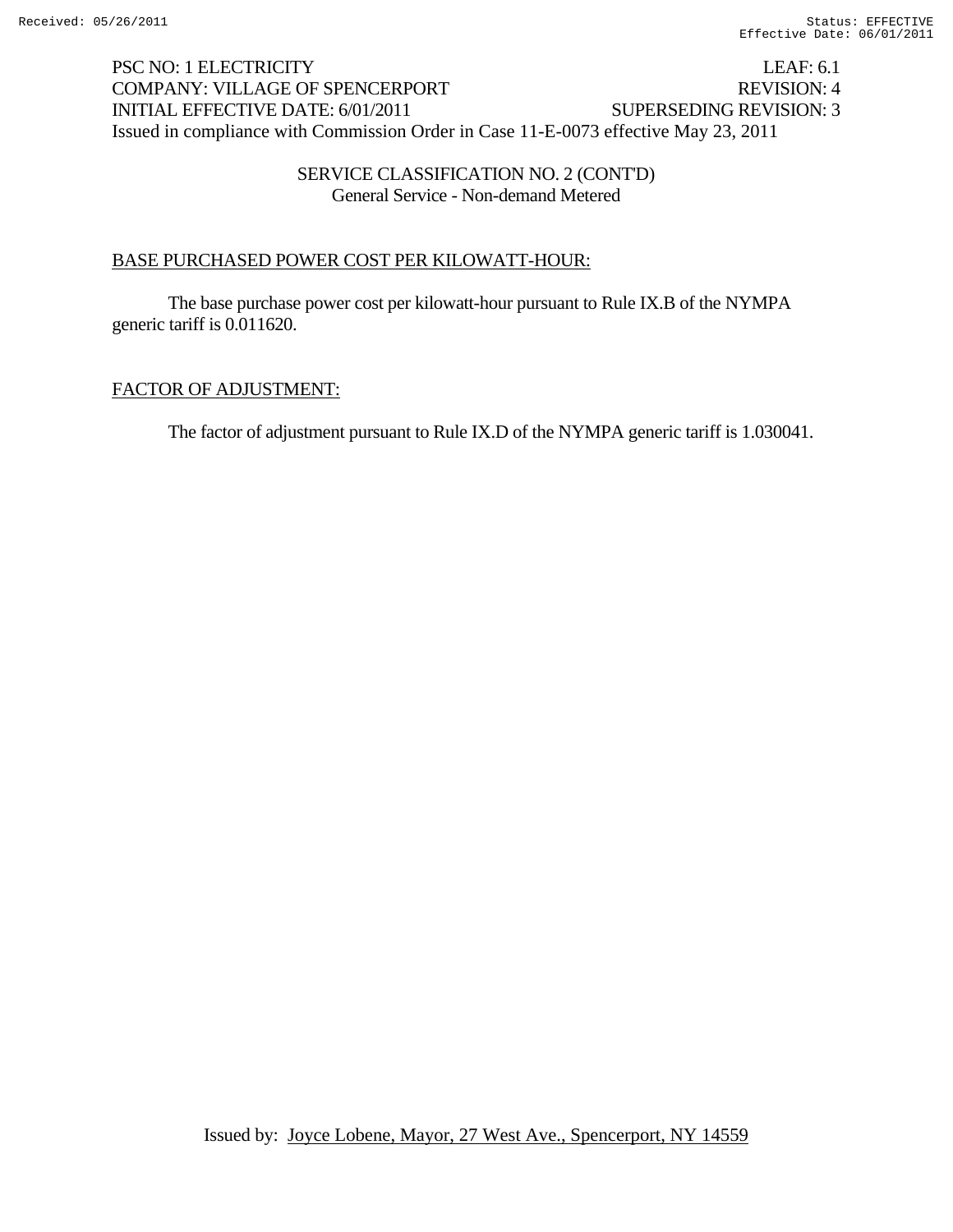PSC NO: 1 ELECTRICITY LEAF: 6.1
COMPANY: VILLAGE OF SPENCERPORT REVISION: 4
INITIAL EFFECTIVE DATE: 6/01/2011 SUPERSEDING REVISION: 3
Issued in compliance with Commission Order in Case 11-E-0073 effective May 23, 2011

SERVICE CLASSIFICATION NO. 2 (CONT'D)
General Service - Non-demand Metered

BASE PURCHASED POWER COST PER KILOWATT-HOUR:

The base purchase power cost per kilowatt-hour pursuant to Rule IX.B of the NYMPA generic tariff is 0.011620.

FACTOR OF ADJUSTMENT:

The factor of adjustment pursuant to Rule IX.D of the NYMPA generic tariff is 1.030041.

Issued by: Joyce Lobene, Mayor, 27 West Ave., Spencerport, NY 14559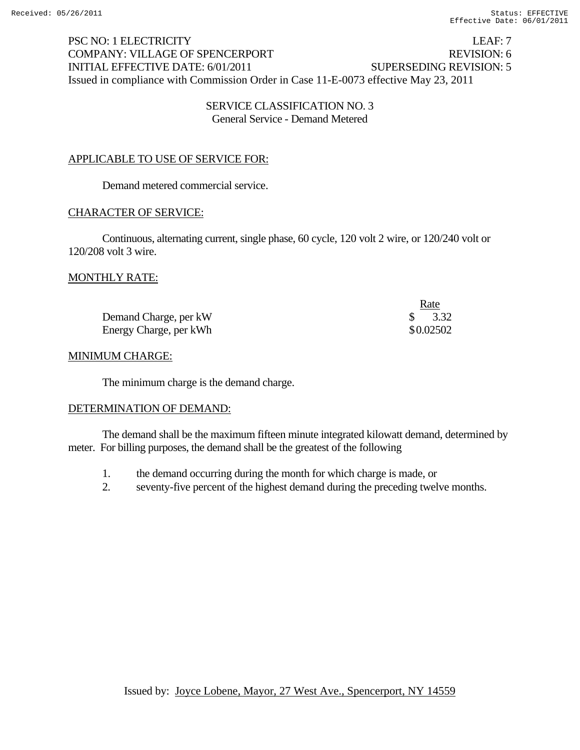PSC NO: 1 ELECTRICITY LEAF: 7
COMPANY: VILLAGE OF SPENCERPORT REVISION: 6
INITIAL EFFECTIVE DATE: 6/01/2011 SUPERSEDING REVISION: 5
Issued in compliance with Commission Order in Case 11-E-0073 effective May 23, 2011

## SERVICE CLASSIFICATION NO. 3
General Service - Demand Metered

### APPLICABLE TO USE OF SERVICE FOR:

Demand metered commercial service.

### CHARACTER OF SERVICE:

Continuous, alternating current, single phase, 60 cycle, 120 volt 2 wire, or 120/240 volt or 120/208 volt 3 wire.

### MONTHLY RATE:

| | Rate |
|---|---|
| Demand Charge, per kW | $ 3.32 |
| Energy Charge, per kWh | $0.02502 |

### MINIMUM CHARGE:

The minimum charge is the demand charge.

### DETERMINATION OF DEMAND:

The demand shall be the maximum fifteen minute integrated kilowatt demand, determined by meter. For billing purposes, the demand shall be the greatest of the following

1. the demand occurring during the month for which charge is made, or
2. seventy-five percent of the highest demand during the preceding twelve months.

Issued by: Joyce Lobene, Mayor, 27 West Ave., Spencerport, NY 14559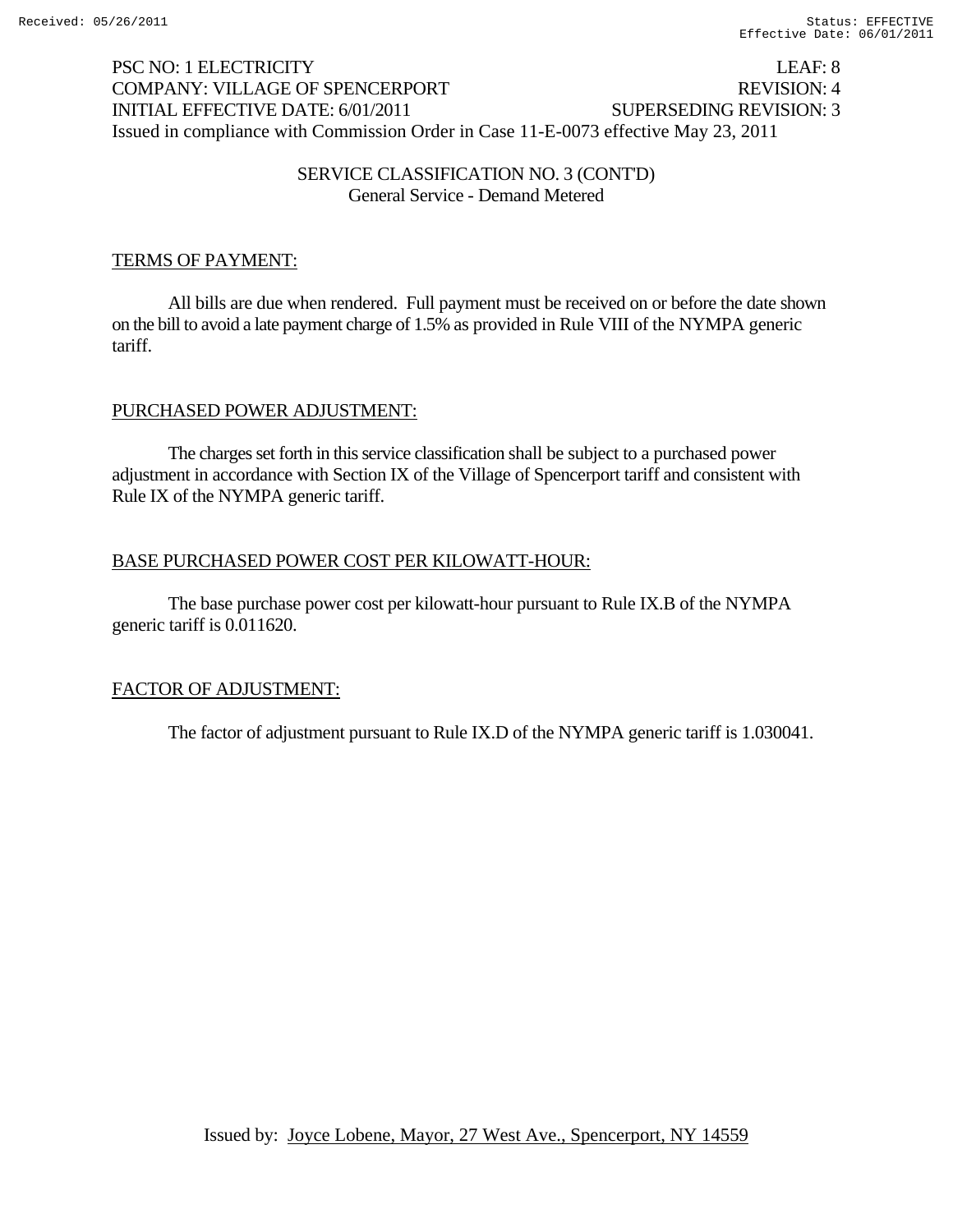PSC NO: 1 ELECTRICITY LEAF: 8
COMPANY: VILLAGE OF SPENCERPORT REVISION: 4
INITIAL EFFECTIVE DATE: 6/01/2011 SUPERSEDING REVISION: 3
Issued in compliance with Commission Order in Case 11-E-0073 effective May 23, 2011

SERVICE CLASSIFICATION NO. 3 (CONT'D)
General Service - Demand Metered

## TERMS OF PAYMENT:

All bills are due when rendered. Full payment must be received on or before the date shown on the bill to avoid a late payment charge of 1.5% as provided in Rule VIII of the NYMPA generic tariff.

## PURCHASED POWER ADJUSTMENT:

The charges set forth in this service classification shall be subject to a purchased power adjustment in accordance with Section IX of the Village of Spencerport tariff and consistent with Rule IX of the NYMPA generic tariff.

## BASE PURCHASED POWER COST PER KILOWATT-HOUR:

The base purchase power cost per kilowatt-hour pursuant to Rule IX.B of the NYMPA generic tariff is 0.011620.

## FACTOR OF ADJUSTMENT:

The factor of adjustment pursuant to Rule IX.D of the NYMPA generic tariff is 1.030041.

Issued by: Joyce Lobene, Mayor, 27 West Ave., Spencerport, NY 14559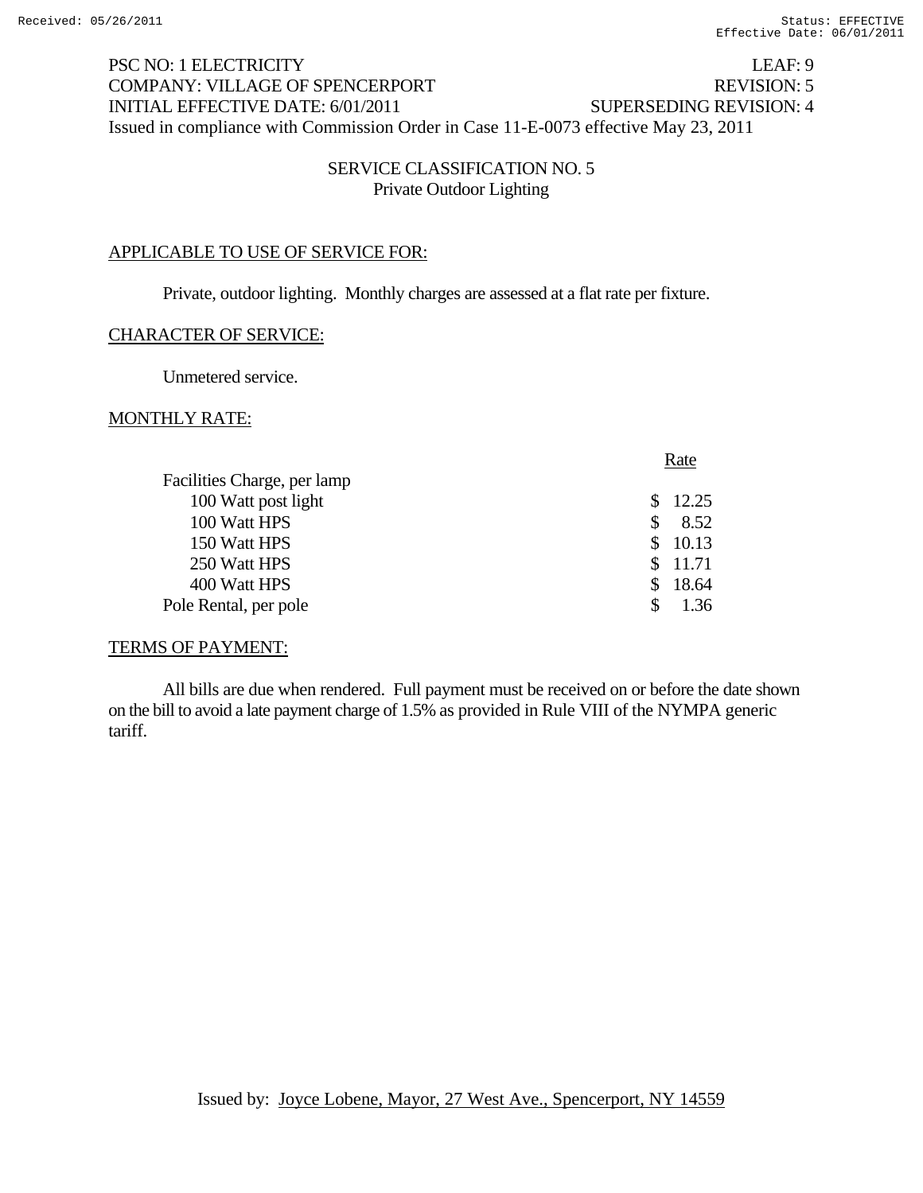PSC NO: 1 ELECTRICITY LEAF: 9
COMPANY: VILLAGE OF SPENCERPORT REVISION: 5
INITIAL EFFECTIVE DATE: 6/01/2011 SUPERSEDING REVISION: 4
Issued in compliance with Commission Order in Case 11-E-0073 effective May 23, 2011

## SERVICE CLASSIFICATION NO. 5
### Private Outdoor Lighting

APPLICABLE TO USE OF SERVICE FOR:

Private, outdoor lighting. Monthly charges are assessed at a flat rate per fixture.

CHARACTER OF SERVICE:

Unmetered service.

MONTHLY RATE:

| | Rate |
|---|---|
| Facilities Charge, per lamp | |
| 100 Watt post light | $ 12.25 |
| 100 Watt HPS | $ 8.52 |
| 150 Watt HPS | $ 10.13 |
| 250 Watt HPS | $ 11.71 |
| 400 Watt HPS | $ 18.64 |
| Pole Rental, per pole | $ 1.36 |

TERMS OF PAYMENT:

All bills are due when rendered. Full payment must be received on or before the date shown on the bill to avoid a late payment charge of 1.5% as provided in Rule VIII of the NYMPA generic tariff.

Issued by: Joyce Lobene, Mayor, 27 West Ave., Spencerport, NY 14559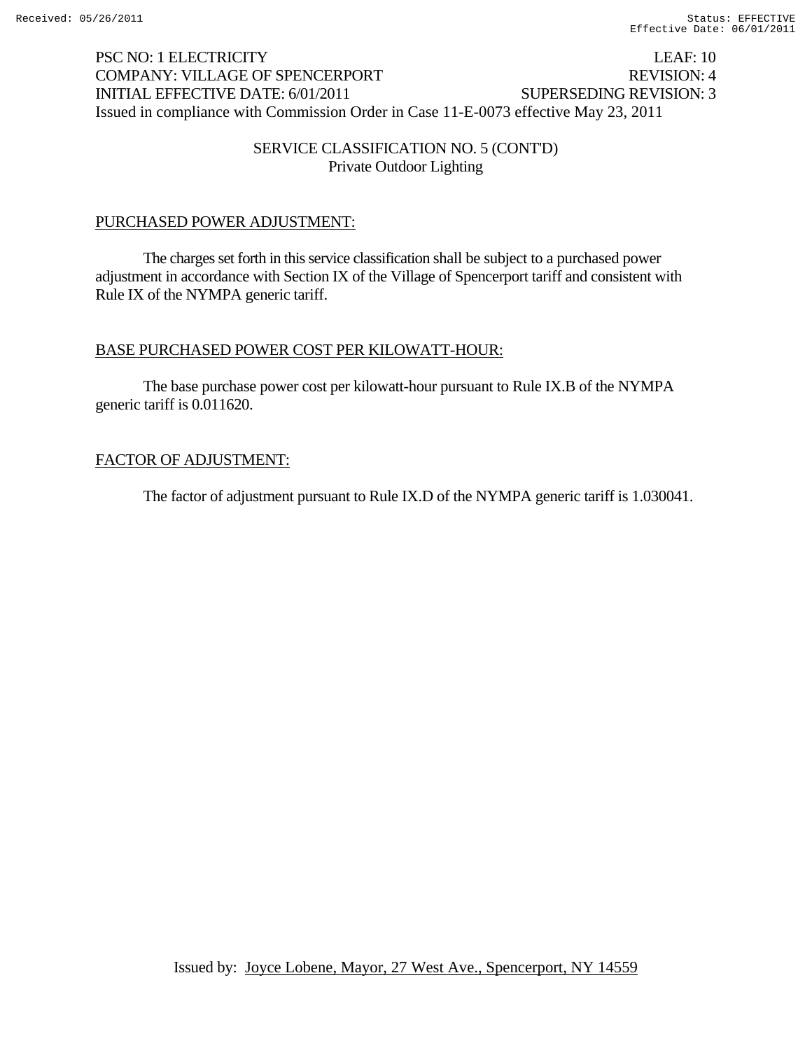PSC NO: 1 ELECTRICITY LEAF: 10
COMPANY: VILLAGE OF SPENCERPORT REVISION: 4
INITIAL EFFECTIVE DATE: 6/01/2011 SUPERSEDING REVISION: 3
Issued in compliance with Commission Order in Case 11-E-0073 effective May 23, 2011

SERVICE CLASSIFICATION NO. 5 (CONT'D)
Private Outdoor Lighting

PURCHASED POWER ADJUSTMENT:

The charges set forth in this service classification shall be subject to a purchased power adjustment in accordance with Section IX of the Village of Spencerport tariff and consistent with Rule IX of the NYMPA generic tariff.

BASE PURCHASED POWER COST PER KILOWATT-HOUR:

The base purchase power cost per kilowatt-hour pursuant to Rule IX.B of the NYMPA generic tariff is 0.011620.

FACTOR OF ADJUSTMENT:

The factor of adjustment pursuant to Rule IX.D of the NYMPA generic tariff is 1.030041.

Issued by: Joyce Lobene, Mayor, 27 West Ave., Spencerport, NY 14559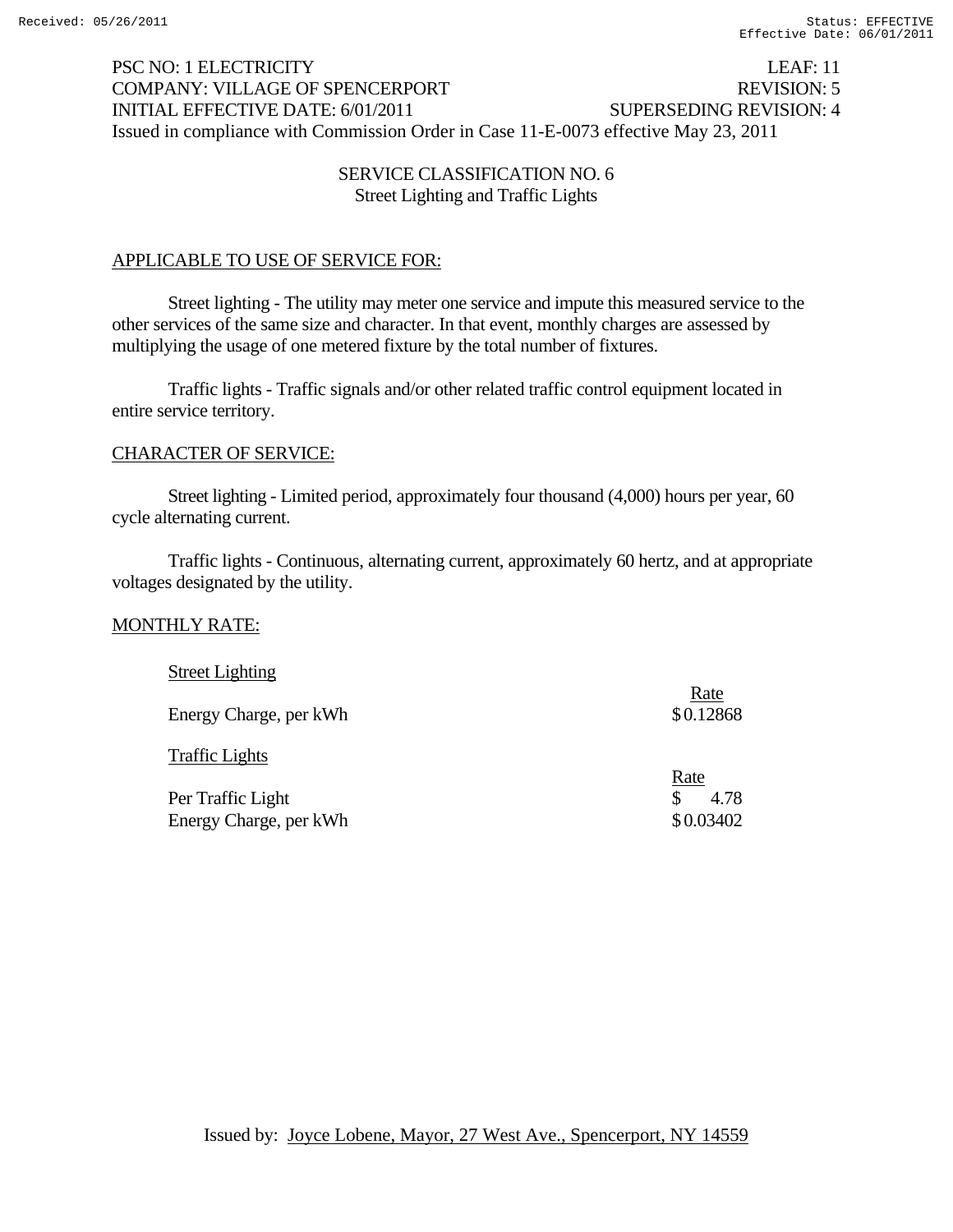PSC NO: 1 ELECTRICITY LEAF: 11
COMPANY: VILLAGE OF SPENCERPORT REVISION: 5
INITIAL EFFECTIVE DATE: 6/01/2011 SUPERSEDING REVISION: 4
Issued in compliance with Commission Order in Case 11-E-0073 effective May 23, 2011

## SERVICE CLASSIFICATION NO. 6
### Street Lighting and Traffic Lights

APPLICABLE TO USE OF SERVICE FOR:

Street lighting - The utility may meter one service and impute this measured service to the other services of the same size and character. In that event, monthly charges are assessed by multiplying the usage of one metered fixture by the total number of fixtures.

Traffic lights - Traffic signals and/or other related traffic control equipment located in entire service territory.

CHARACTER OF SERVICE:

Street lighting - Limited period, approximately four thousand (4,000) hours per year, 60 cycle alternating current.

Traffic lights - Continuous, alternating current, approximately 60 hertz, and at appropriate voltages designated by the utility.

MONTHLY RATE:

| Street Lighting | Rate |
|---|---|
| Energy Charge, per kWh | $0.12868 |

| Traffic Lights | Rate |
|---|---|
| Per Traffic Light | $ 4.78 |
| Energy Charge, per kWh | $0.03402 |

Issued by: Joyce Lobene, Mayor, 27 West Ave., Spencerport, NY 14559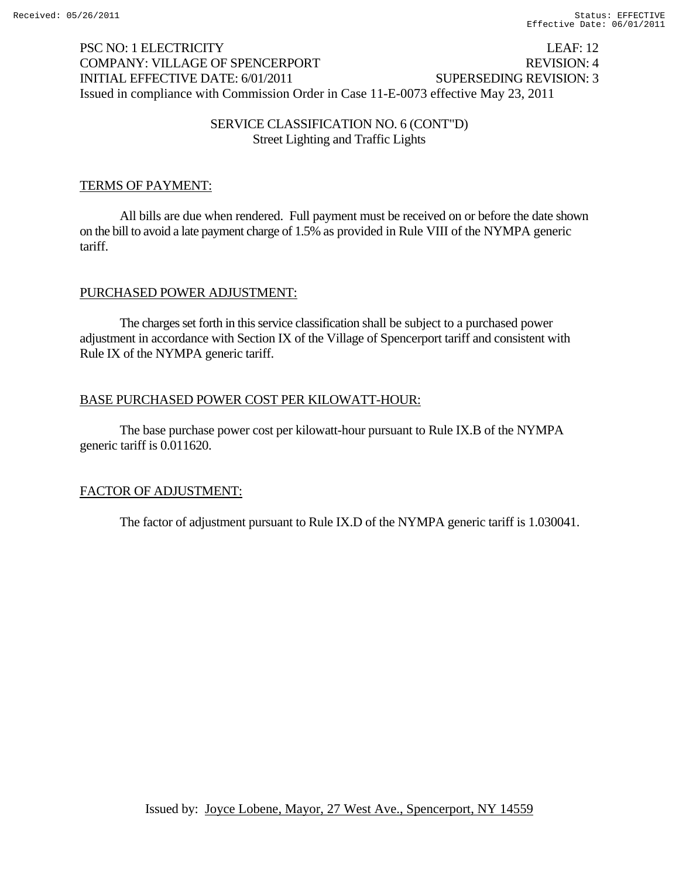PSC NO: 1 ELECTRICITY LEAF: 12
COMPANY: VILLAGE OF SPENCERPORT REVISION: 4
INITIAL EFFECTIVE DATE: 6/01/2011 SUPERSEDING REVISION: 3
Issued in compliance with Commission Order in Case 11-E-0073 effective May 23, 2011

SERVICE CLASSIFICATION NO. 6 (CONT"D)
Street Lighting and Traffic Lights

TERMS OF PAYMENT:

All bills are due when rendered. Full payment must be received on or before the date shown on the bill to avoid a late payment charge of 1.5% as provided in Rule VIII of the NYMPA generic tariff.

PURCHASED POWER ADJUSTMENT:

The charges set forth in this service classification shall be subject to a purchased power adjustment in accordance with Section IX of the Village of Spencerport tariff and consistent with Rule IX of the NYMPA generic tariff.

BASE PURCHASED POWER COST PER KILOWATT-HOUR:

The base purchase power cost per kilowatt-hour pursuant to Rule IX.B of the NYMPA generic tariff is 0.011620.

FACTOR OF ADJUSTMENT:

The factor of adjustment pursuant to Rule IX.D of the NYMPA generic tariff is 1.030041.

Issued by: Joyce Lobene, Mayor, 27 West Ave., Spencerport, NY 14559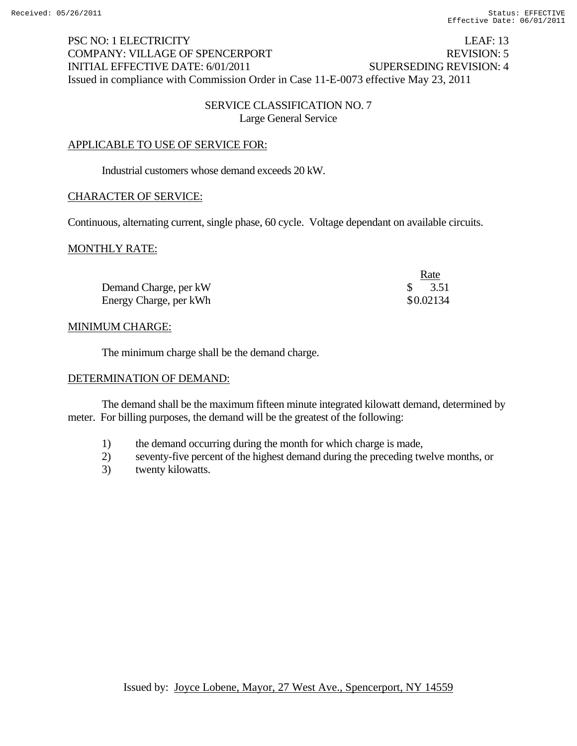PSC NO: 1 ELECTRICITY LEAF: 13
COMPANY: VILLAGE OF SPENCERPORT REVISION: 5
INITIAL EFFECTIVE DATE: 6/01/2011 SUPERSEDING REVISION: 4
Issued in compliance with Commission Order in Case 11-E-0073 effective May 23, 2011

## SERVICE CLASSIFICATION NO. 7
### Large General Service

APPLICABLE TO USE OF SERVICE FOR:

Industrial customers whose demand exceeds 20 kW.

CHARACTER OF SERVICE:

Continuous, alternating current, single phase, 60 cycle. Voltage dependant on available circuits.

MONTHLY RATE:

| | Rate |
|---|---|
| Demand Charge, per kW | $ 3.51 |
| Energy Charge, per kWh | $0.02134 |

MINIMUM CHARGE:

The minimum charge shall be the demand charge.

DETERMINATION OF DEMAND:

The demand shall be the maximum fifteen minute integrated kilowatt demand, determined by meter. For billing purposes, the demand will be the greatest of the following:

1) the demand occurring during the month for which charge is made,
2) seventy-five percent of the highest demand during the preceding twelve months, or
3) twenty kilowatts.

Issued by: Joyce Lobene, Mayor, 27 West Ave., Spencerport, NY 14559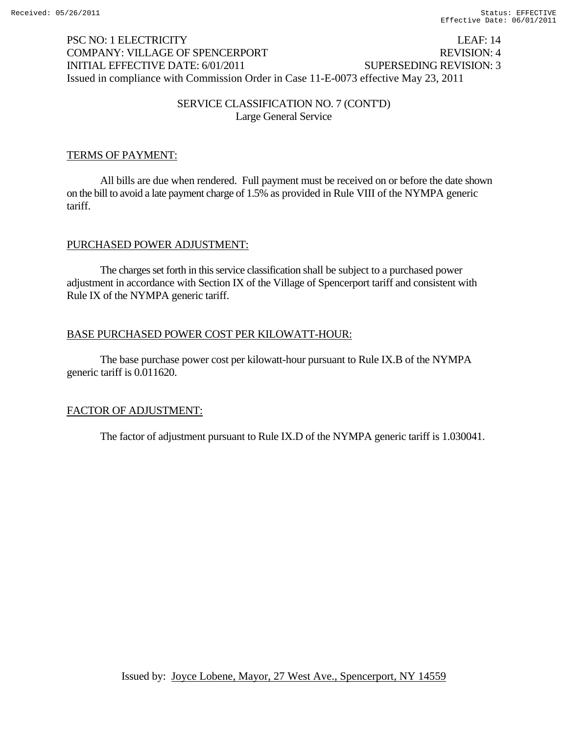PSC NO: 1 ELECTRICITY LEAF: 14
COMPANY: VILLAGE OF SPENCERPORT REVISION: 4
INITIAL EFFECTIVE DATE: 6/01/2011 SUPERSEDING REVISION: 3
Issued in compliance with Commission Order in Case 11-E-0073 effective May 23, 2011

SERVICE CLASSIFICATION NO. 7 (CONT'D)
Large General Service

## TERMS OF PAYMENT:

All bills are due when rendered. Full payment must be received on or before the date shown on the bill to avoid a late payment charge of 1.5% as provided in Rule VIII of the NYMPA generic tariff.

## PURCHASED POWER ADJUSTMENT:

The charges set forth in this service classification shall be subject to a purchased power adjustment in accordance with Section IX of the Village of Spencerport tariff and consistent with Rule IX of the NYMPA generic tariff.

## BASE PURCHASED POWER COST PER KILOWATT-HOUR:

The base purchase power cost per kilowatt-hour pursuant to Rule IX.B of the NYMPA generic tariff is 0.011620.

## FACTOR OF ADJUSTMENT:

The factor of adjustment pursuant to Rule IX.D of the NYMPA generic tariff is 1.030041.

Issued by: Joyce Lobene, Mayor, 27 West Ave., Spencerport, NY 14559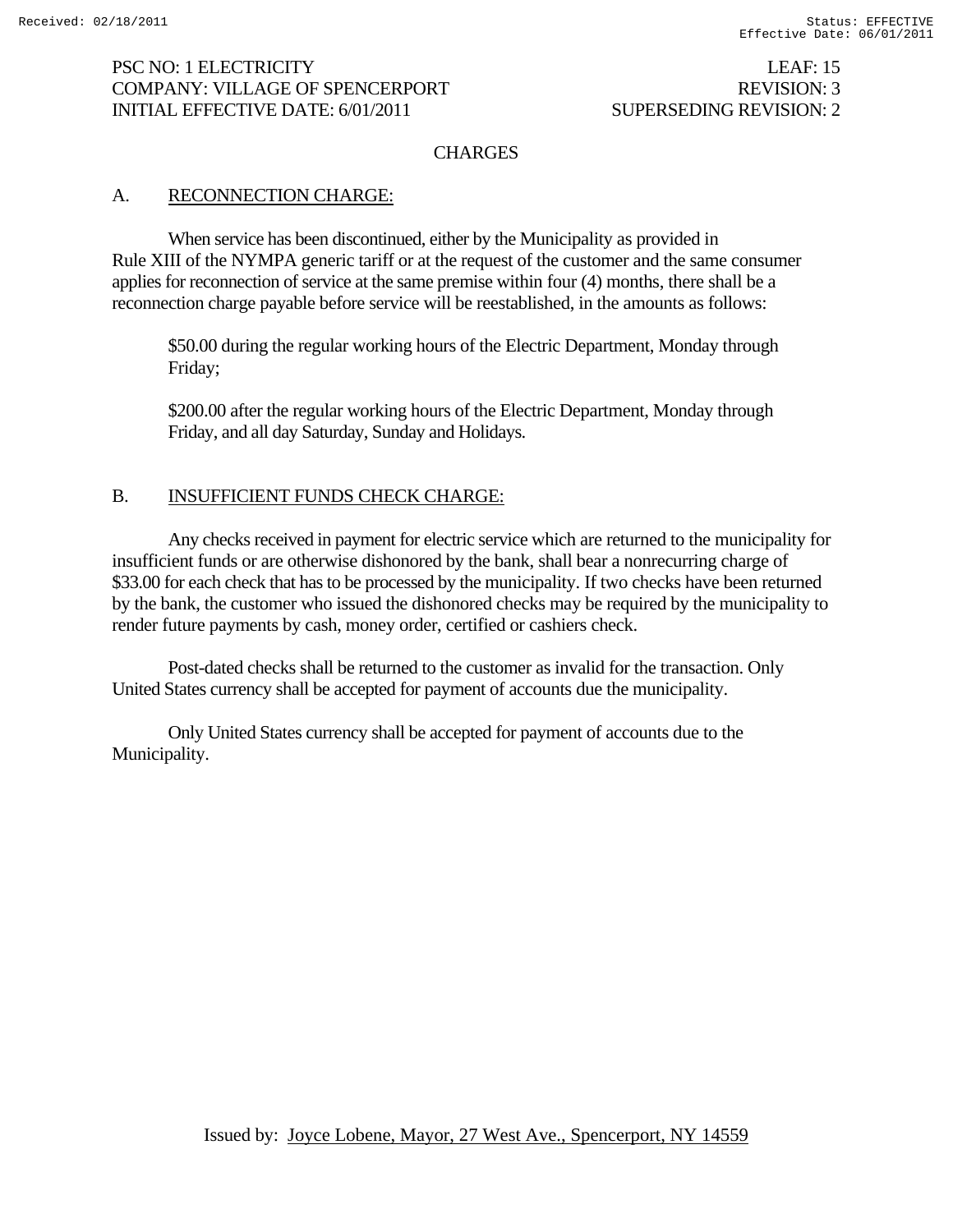PSC NO: 1 ELECTRICITY LEAF: 15
COMPANY: VILLAGE OF SPENCERPORT REVISION: 3
INITIAL EFFECTIVE DATE: 6/01/2011 SUPERSEDING REVISION: 2

## CHARGES

### A. RECONNECTION CHARGE:

When service has been discontinued, either by the Municipality as provided in Rule XIII of the NYMPA generic tariff or at the request of the customer and the same consumer applies for reconnection of service at the same premise within four (4) months, there shall be a reconnection charge payable before service will be reestablished, in the amounts as follows:

$50.00 during the regular working hours of the Electric Department, Monday through Friday;

$200.00 after the regular working hours of the Electric Department, Monday through Friday, and all day Saturday, Sunday and Holidays.

### B. INSUFFICIENT FUNDS CHECK CHARGE:

Any checks received in payment for electric service which are returned to the municipality for insufficient funds or are otherwise dishonored by the bank, shall bear a nonrecurring charge of $33.00 for each check that has to be processed by the municipality. If two checks have been returned by the bank, the customer who issued the dishonored checks may be required by the municipality to render future payments by cash, money order, certified or cashiers check.

Post-dated checks shall be returned to the customer as invalid for the transaction. Only United States currency shall be accepted for payment of accounts due the municipality.

Only United States currency shall be accepted for payment of accounts due to the Municipality.

Issued by: Joyce Lobene, Mayor, 27 West Ave., Spencerport, NY 14559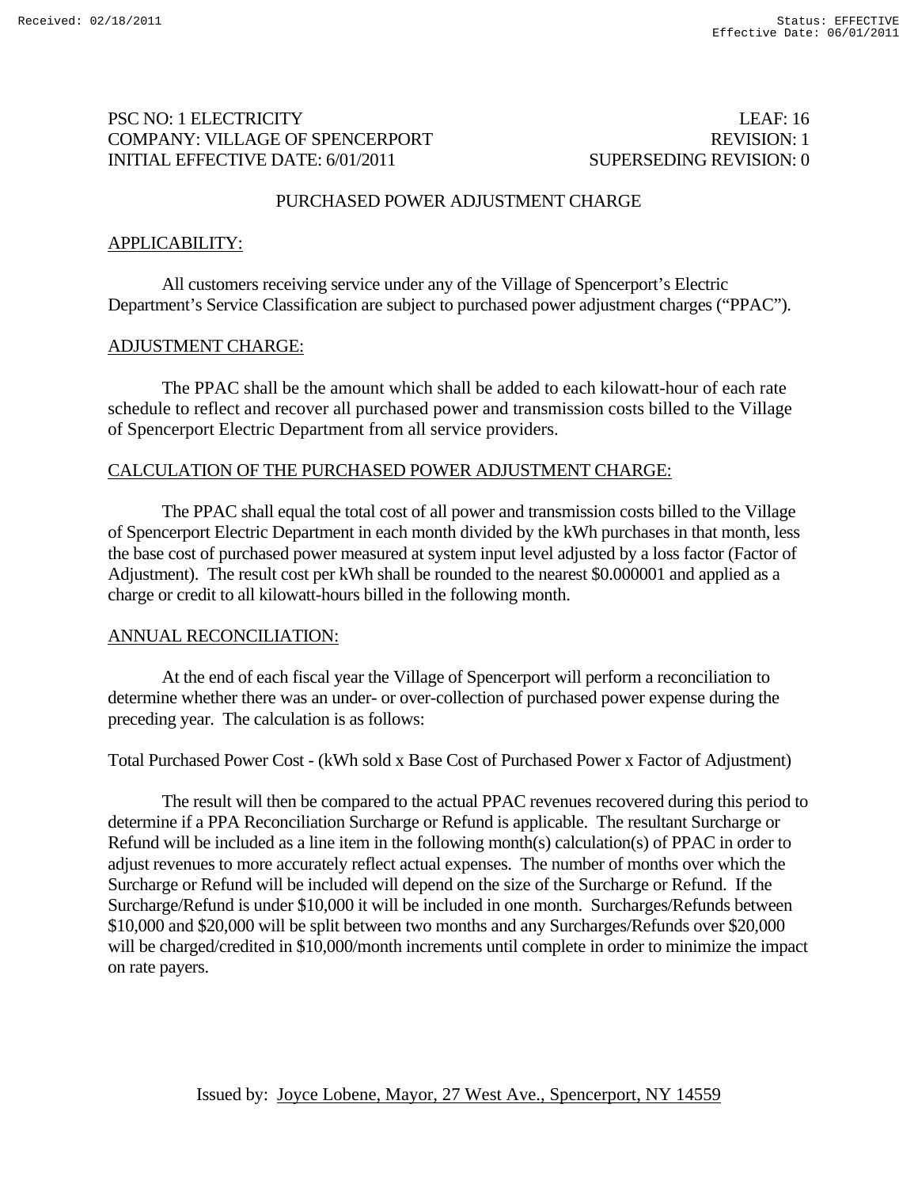PSC NO: 1 ELECTRICITY LEAF: 16
COMPANY: VILLAGE OF SPENCERPORT REVISION: 1
INITIAL EFFECTIVE DATE: 6/01/2011 SUPERSEDING REVISION: 0

## PURCHASED POWER ADJUSTMENT CHARGE

### APPLICABILITY:

All customers receiving service under any of the Village of Spencerport's Electric Department's Service Classification are subject to purchased power adjustment charges ("PPAC").

### ADJUSTMENT CHARGE:

The PPAC shall be the amount which shall be added to each kilowatt-hour of each rate schedule to reflect and recover all purchased power and transmission costs billed to the Village of Spencerport Electric Department from all service providers.

### CALCULATION OF THE PURCHASED POWER ADJUSTMENT CHARGE:

The PPAC shall equal the total cost of all power and transmission costs billed to the Village of Spencerport Electric Department in each month divided by the kWh purchases in that month, less the base cost of purchased power measured at system input level adjusted by a loss factor (Factor of Adjustment). The result cost per kWh shall be rounded to the nearest $0.000001 and applied as a charge or credit to all kilowatt-hours billed in the following month.

### ANNUAL RECONCILIATION:

At the end of each fiscal year the Village of Spencerport will perform a reconciliation to determine whether there was an under- or over-collection of purchased power expense during the preceding year. The calculation is as follows:

Total Purchased Power Cost - (kWh sold x Base Cost of Purchased Power x Factor of Adjustment)

The result will then be compared to the actual PPAC revenues recovered during this period to determine if a PPA Reconciliation Surcharge or Refund is applicable. The resultant Surcharge or Refund will be included as a line item in the following month(s) calculation(s) of PPAC in order to adjust revenues to more accurately reflect actual expenses. The number of months over which the Surcharge or Refund will be included will depend on the size of the Surcharge or Refund. If the Surcharge/Refund is under $10,000 it will be included in one month. Surcharges/Refunds between $10,000 and $20,000 will be split between two months and any Surcharges/Refunds over $20,000 will be charged/credited in $10,000/month increments until complete in order to minimize the impact on rate payers.

Issued by: Joyce Lobene, Mayor, 27 West Ave., Spencerport, NY 14559